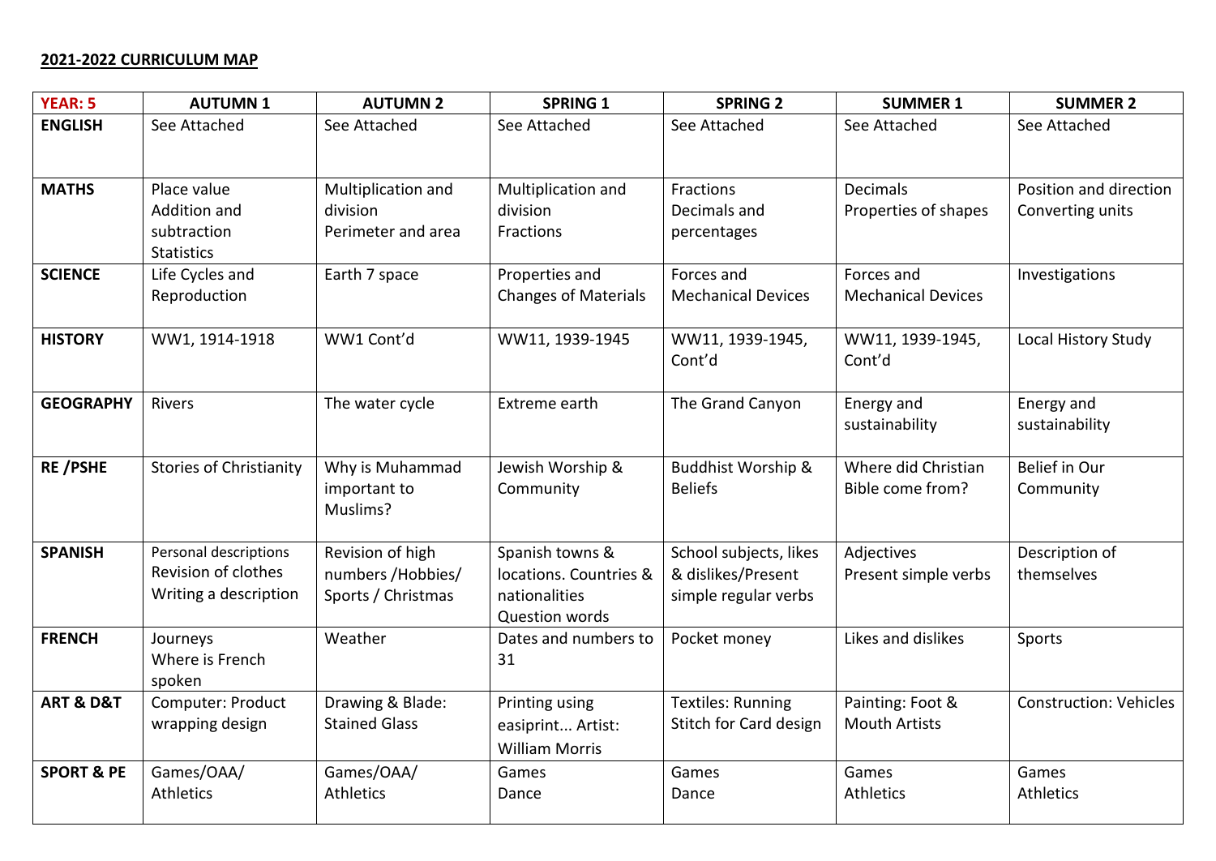**2021-2022 CURRICULUM MAP**

| YEAR: 5 | AUTUMN 1 | AUTUMN 2 | SPRING 1 | SPRING 2 | SUMMER 1 | SUMMER 2 |
|---|---|---|---|---|---|---|
| **ENGLISH** | See Attached | See Attached | See Attached | See Attached | See Attached | See Attached |
| **MATHS** | Place value<br>Addition and subtraction<br>Statistics | Multiplication and division<br>Perimeter and area | Multiplication and division<br>Fractions | Fractions<br>Decimals and percentages | Decimals<br>Properties of shapes | Position and direction<br>Converting units |
| **SCIENCE** | Life Cycles and Reproduction | Earth 7 space | Properties and Changes of Materials | Forces and Mechanical Devices | Forces and Mechanical Devices | Investigations |
| **HISTORY** | WW1, 1914-1918 | WW1 Cont'd | WW11, 1939-1945 | WW11, 1939-1945, Cont'd | WW11, 1939-1945, Cont'd | Local History Study |
| **GEOGRAPHY** | Rivers | The water cycle | Extreme earth | The Grand Canyon | Energy and sustainability | Energy and sustainability |
| **RE /PSHE** | Stories of Christianity | Why is Muhammad important to Muslims? | Jewish Worship & Community | Buddhist Worship & Beliefs | Where did Christian Bible come from? | Belief in Our Community |
| **SPANISH** | Personal descriptions<br>Revision of clothes<br>Writing a description | Revision of high numbers /Hobbies/ Sports / Christmas | Spanish towns & locations. Countries & nationalities<br>Question words | School subjects, likes & dislikes/Present simple regular verbs | Adjectives<br>Present simple verbs | Description of themselves |
| **FRENCH** | Journeys<br>Where is French spoken | Weather | Dates and numbers to 31 | Pocket money | Likes and dislikes | Sports |
| **ART & D&T** | Computer: Product wrapping design | Drawing & Blade: Stained Glass | Printing using easiprint... Artist: William Morris | Textiles: Running Stitch for Card design | Painting: Foot & Mouth Artists | Construction: Vehicles |
| **SPORT & PE** | Games/OAA/ Athletics | Games/OAA/ Athletics | Games<br>Dance | Games<br>Dance | Games<br>Athletics | Games<br>Athletics |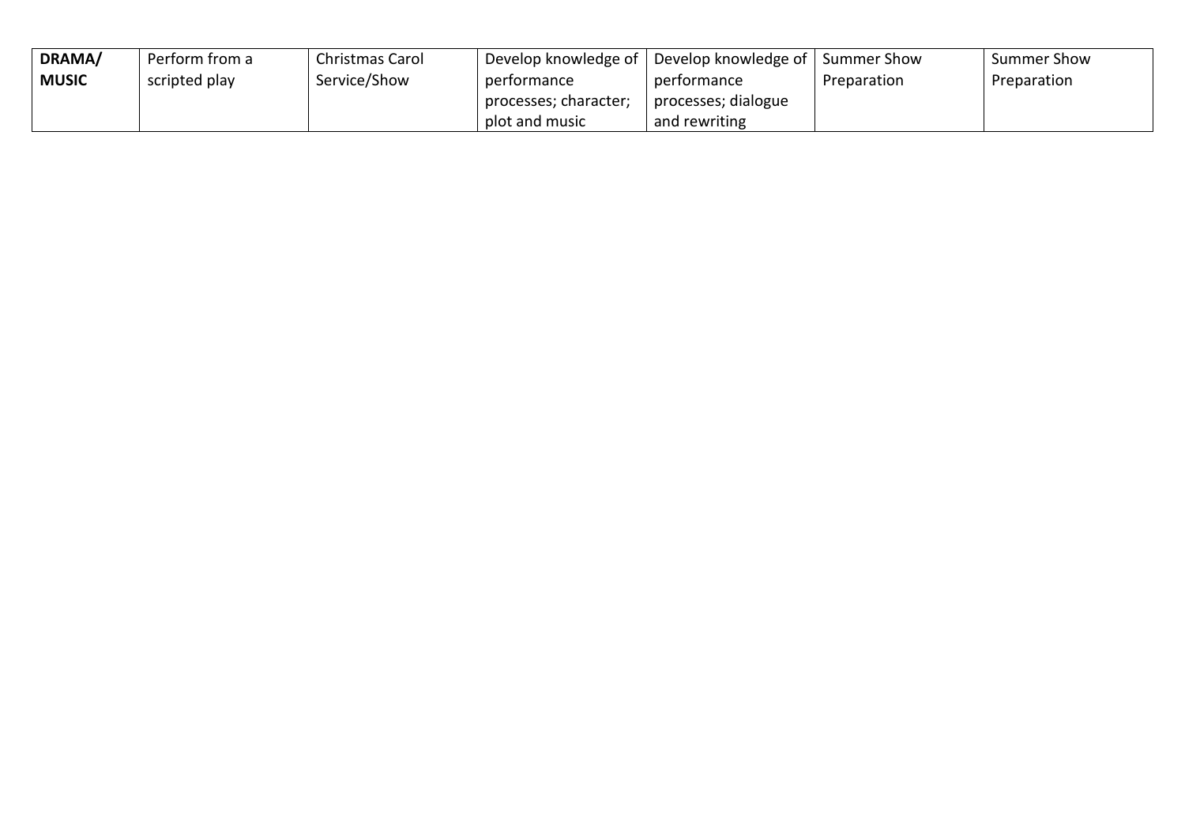| | | | | | | |
|---|---|---|---|---|---|---|
| **DRAMA/ MUSIC** | Perform from a scripted play | Christmas Carol Service/Show | Develop knowledge of performance processes; character; plot and music | Develop knowledge of performance processes; dialogue and rewriting | Summer Show Preparation | Summer Show Preparation |